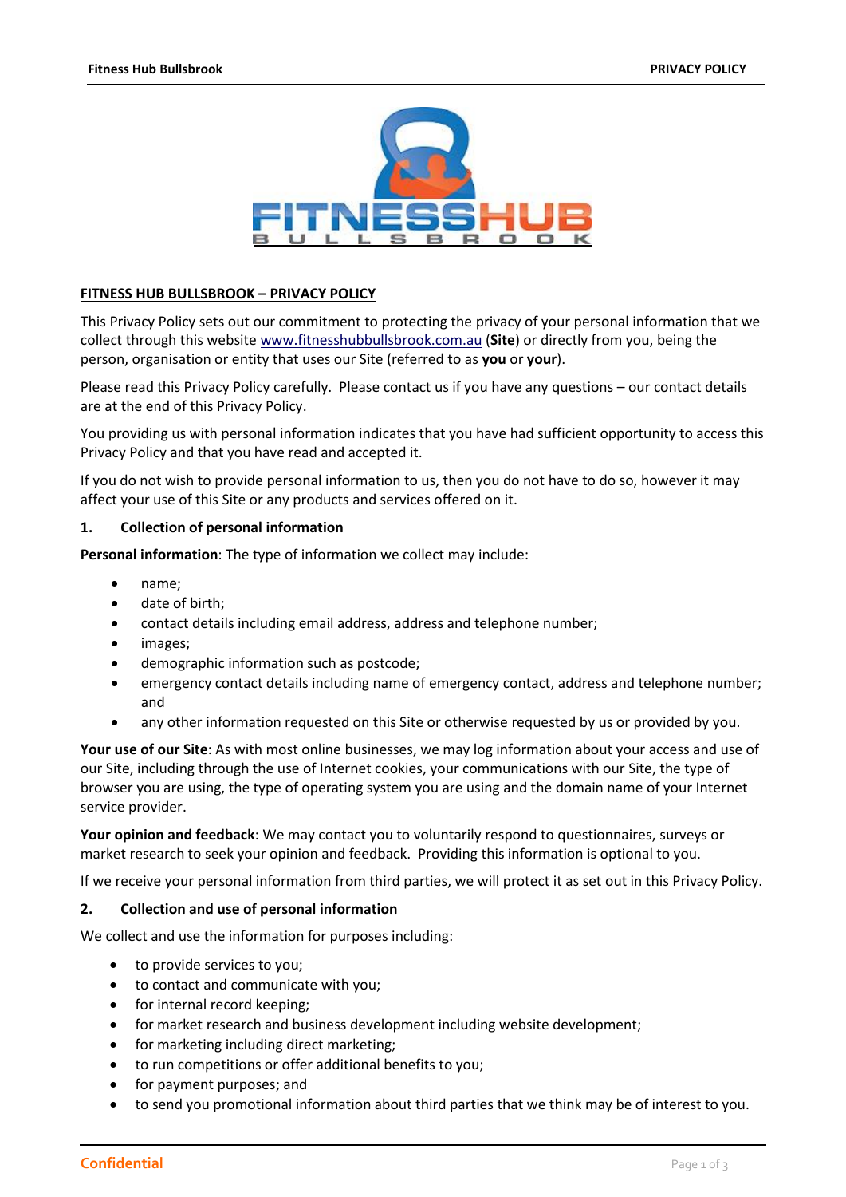**FITNESS HUB BULLSBROOK – PRIVACY POLICY**

This Privacy Policy sets out our commitment to protecting the privacy of your personal information that we collect through this website www.fitnesshubbullsbrook.com.au (**Site**) or directly from you, being the person, organisation or entity that uses our Site (referred to as **you** or **your**).

Please read this Privacy Policy carefully. Please contact us if you have any questions – our contact details are at the end of this Privacy Policy.

You providing us with personal information indicates that you have had sufficient opportunity to access this Privacy Policy and that you have read and accepted it.

If you do not wish to provide personal information to us, then you do not have to do so, however it may affect your use of this Site or any products and services offered on it.

## 1. Collection of personal information

**Personal information**: The type of information we collect may include:

- name;
- date of birth;
- contact details including email address, address and telephone number;
- images;
- demographic information such as postcode;
- emergency contact details including name of emergency contact, address and telephone number; and
- any other information requested on this Site or otherwise requested by us or provided by you.

**Your use of our Site**: As with most online businesses, we may log information about your access and use of our Site, including through the use of Internet cookies, your communications with our Site, the type of browser you are using, the type of operating system you are using and the domain name of your Internet service provider.

**Your opinion and feedback**: We may contact you to voluntarily respond to questionnaires, surveys or market research to seek your opinion and feedback. Providing this information is optional to you.

If we receive your personal information from third parties, we will protect it as set out in this Privacy Policy.

## 2. Collection and use of personal information

We collect and use the information for purposes including:

- to provide services to you;
- to contact and communicate with you;
- for internal record keeping;
- for market research and business development including website development;
- for marketing including direct marketing;
- to run competitions or offer additional benefits to you;
- for payment purposes; and
- to send you promotional information about third parties that we think may be of interest to you.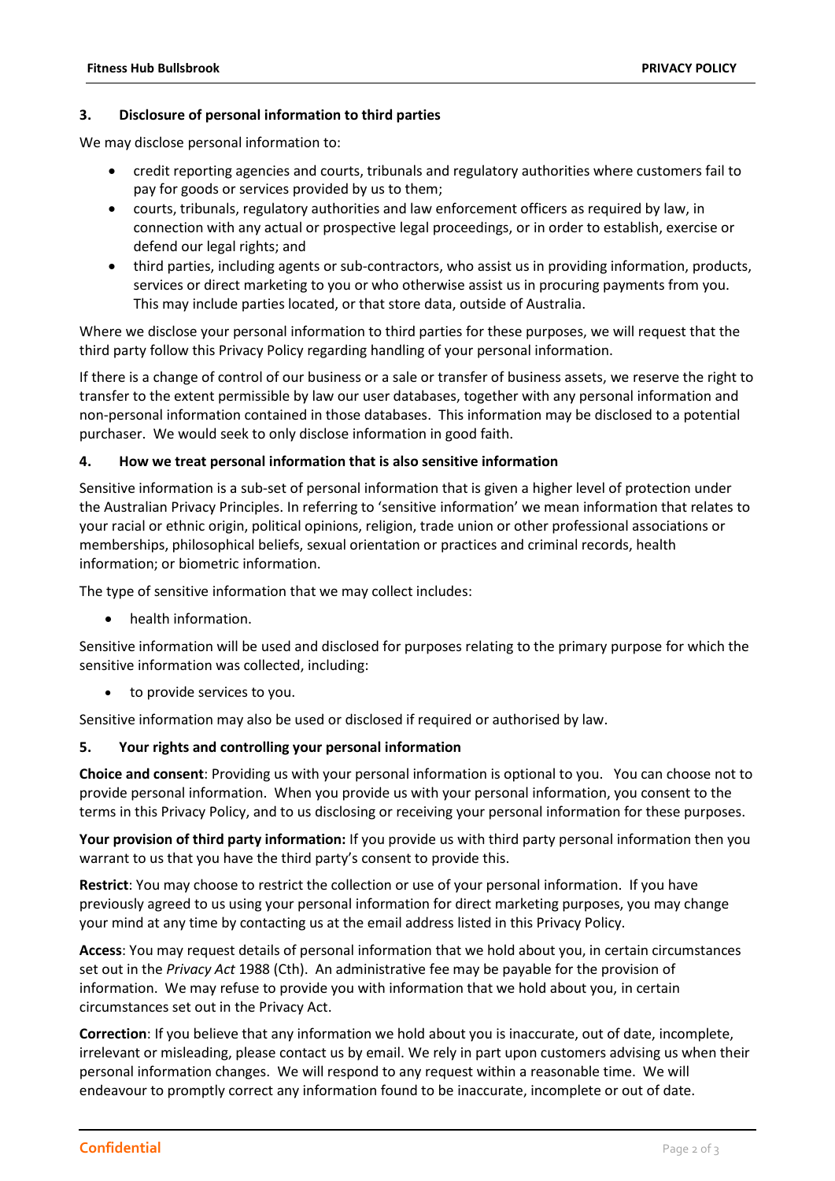### 3. Disclosure of personal information to third parties

We may disclose personal information to:

- credit reporting agencies and courts, tribunals and regulatory authorities where customers fail to pay for goods or services provided by us to them;
- courts, tribunals, regulatory authorities and law enforcement officers as required by law, in connection with any actual or prospective legal proceedings, or in order to establish, exercise or defend our legal rights; and
- third parties, including agents or sub-contractors, who assist us in providing information, products, services or direct marketing to you or who otherwise assist us in procuring payments from you. This may include parties located, or that store data, outside of Australia.

Where we disclose your personal information to third parties for these purposes, we will request that the third party follow this Privacy Policy regarding handling of your personal information.

If there is a change of control of our business or a sale or transfer of business assets, we reserve the right to transfer to the extent permissible by law our user databases, together with any personal information and non-personal information contained in those databases. This information may be disclosed to a potential purchaser. We would seek to only disclose information in good faith.

### 4. How we treat personal information that is also sensitive information

Sensitive information is a sub-set of personal information that is given a higher level of protection under the Australian Privacy Principles. In referring to 'sensitive information' we mean information that relates to your racial or ethnic origin, political opinions, religion, trade union or other professional associations or memberships, philosophical beliefs, sexual orientation or practices and criminal records, health information; or biometric information.

The type of sensitive information that we may collect includes:

- health information.

Sensitive information will be used and disclosed for purposes relating to the primary purpose for which the sensitive information was collected, including:

- to provide services to you.

Sensitive information may also be used or disclosed if required or authorised by law.

### 5. Your rights and controlling your personal information

**Choice and consent**: Providing us with your personal information is optional to you. You can choose not to provide personal information. When you provide us with your personal information, you consent to the terms in this Privacy Policy, and to us disclosing or receiving your personal information for these purposes.

**Your provision of third party information:** If you provide us with third party personal information then you warrant to us that you have the third party's consent to provide this.

**Restrict**: You may choose to restrict the collection or use of your personal information. If you have previously agreed to us using your personal information for direct marketing purposes, you may change your mind at any time by contacting us at the email address listed in this Privacy Policy.

**Access**: You may request details of personal information that we hold about you, in certain circumstances set out in the *Privacy Act* 1988 (Cth). An administrative fee may be payable for the provision of information. We may refuse to provide you with information that we hold about you, in certain circumstances set out in the Privacy Act.

**Correction**: If you believe that any information we hold about you is inaccurate, out of date, incomplete, irrelevant or misleading, please contact us by email. We rely in part upon customers advising us when their personal information changes. We will respond to any request within a reasonable time. We will endeavour to promptly correct any information found to be inaccurate, incomplete or out of date.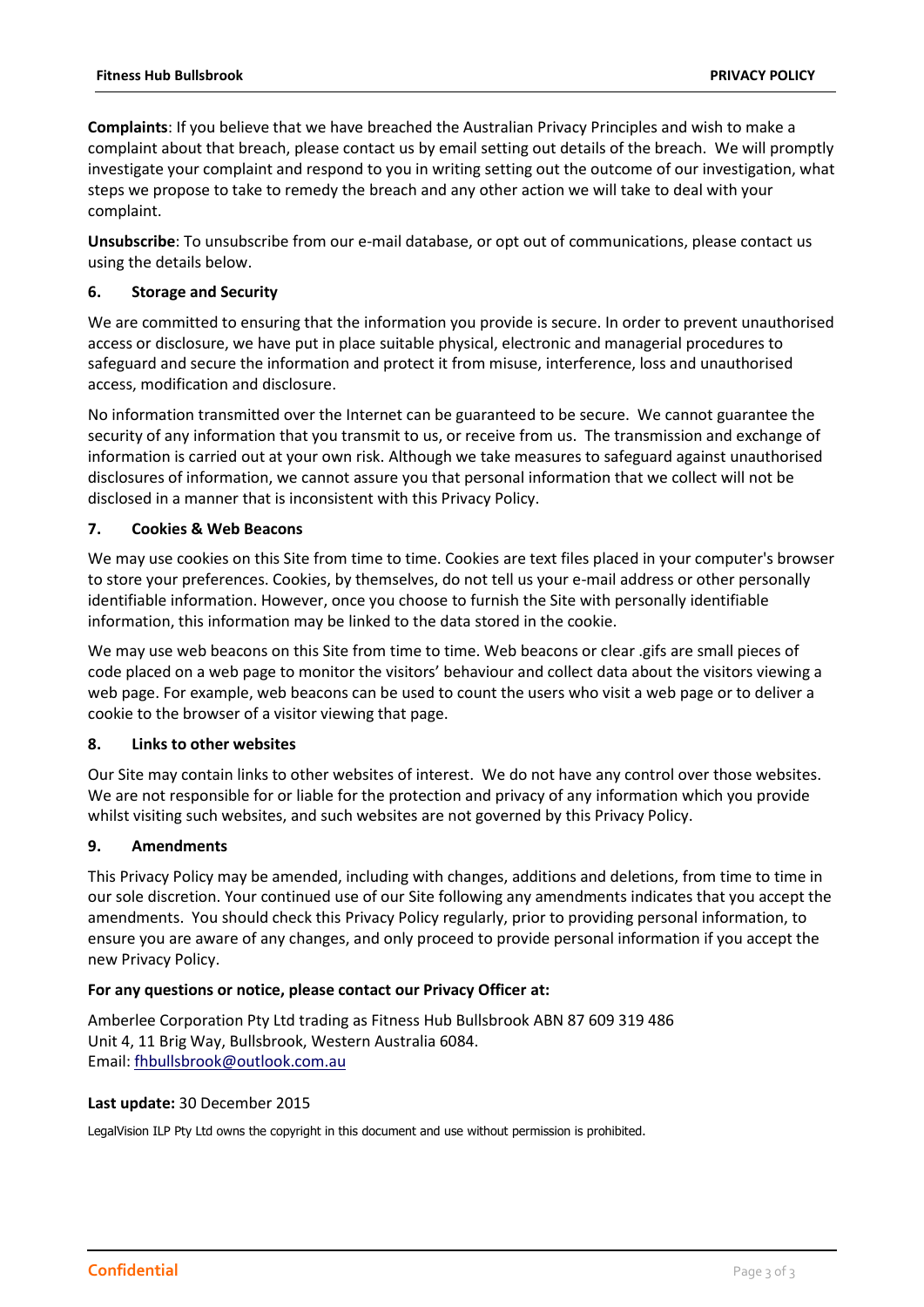**Complaints**: If you believe that we have breached the Australian Privacy Principles and wish to make a complaint about that breach, please contact us by email setting out details of the breach. We will promptly investigate your complaint and respond to you in writing setting out the outcome of our investigation, what steps we propose to take to remedy the breach and any other action we will take to deal with your complaint.

**Unsubscribe**: To unsubscribe from our e-mail database, or opt out of communications, please contact us using the details below.

## 6. Storage and Security

We are committed to ensuring that the information you provide is secure. In order to prevent unauthorised access or disclosure, we have put in place suitable physical, electronic and managerial procedures to safeguard and secure the information and protect it from misuse, interference, loss and unauthorised access, modification and disclosure.

No information transmitted over the Internet can be guaranteed to be secure. We cannot guarantee the security of any information that you transmit to us, or receive from us. The transmission and exchange of information is carried out at your own risk. Although we take measures to safeguard against unauthorised disclosures of information, we cannot assure you that personal information that we collect will not be disclosed in a manner that is inconsistent with this Privacy Policy.

## 7. Cookies & Web Beacons

We may use cookies on this Site from time to time. Cookies are text files placed in your computer's browser to store your preferences. Cookies, by themselves, do not tell us your e-mail address or other personally identifiable information. However, once you choose to furnish the Site with personally identifiable information, this information may be linked to the data stored in the cookie.

We may use web beacons on this Site from time to time. Web beacons or clear .gifs are small pieces of code placed on a web page to monitor the visitors' behaviour and collect data about the visitors viewing a web page. For example, web beacons can be used to count the users who visit a web page or to deliver a cookie to the browser of a visitor viewing that page.

## 8. Links to other websites

Our Site may contain links to other websites of interest. We do not have any control over those websites. We are not responsible for or liable for the protection and privacy of any information which you provide whilst visiting such websites, and such websites are not governed by this Privacy Policy.

## 9. Amendments

This Privacy Policy may be amended, including with changes, additions and deletions, from time to time in our sole discretion. Your continued use of our Site following any amendments indicates that you accept the amendments. You should check this Privacy Policy regularly, prior to providing personal information, to ensure you are aware of any changes, and only proceed to provide personal information if you accept the new Privacy Policy.

**For any questions or notice, please contact our Privacy Officer at:**

Amberlee Corporation Pty Ltd trading as Fitness Hub Bullsbrook ABN 87 609 319 486
Unit 4, 11 Brig Way, Bullsbrook, Western Australia 6084.
Email: fhbullsbrook@outlook.com.au

**Last update:** 30 December 2015

LegalVision ILP Pty Ltd owns the copyright in this document and use without permission is prohibited.